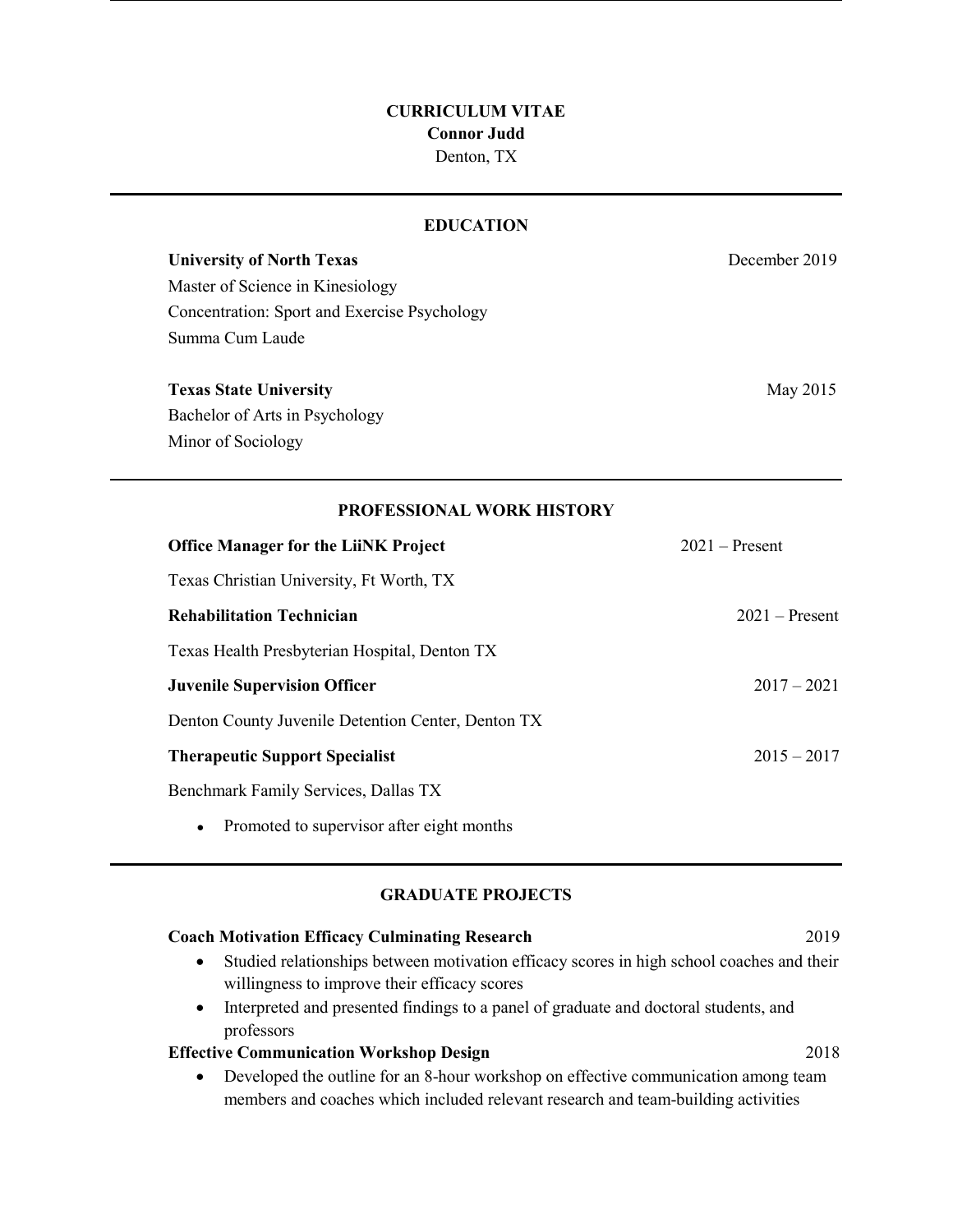# CURRICULUM VITAE

**Connor Judd**

Denton, TX

## EDUCATION

**University of North Texas** — December 2019

Master of Science in Kinesiology

Concentration: Sport and Exercise Psychology

Summa Cum Laude

**Texas State University** — May 2015

Bachelor of Arts in Psychology

Minor of Sociology

## PROFESSIONAL WORK HISTORY

**Office Manager for the LiiNK Project** — 2021 – Present

Texas Christian University, Ft Worth, TX

**Rehabilitation Technician** — 2021 – Present

Texas Health Presbyterian Hospital, Denton TX

**Juvenile Supervision Officer** — 2017 – 2021

Denton County Juvenile Detention Center, Denton TX

**Therapeutic Support Specialist** — 2015 – 2017

Benchmark Family Services, Dallas TX

- Promoted to supervisor after eight months

## GRADUATE PROJECTS

**Coach Motivation Efficacy Culminating Research** — 2019

- Studied relationships between motivation efficacy scores in high school coaches and their willingness to improve their efficacy scores
- Interpreted and presented findings to a panel of graduate and doctoral students, and professors

**Effective Communication Workshop Design** — 2018

- Developed the outline for an 8-hour workshop on effective communication among team members and coaches which included relevant research and team-building activities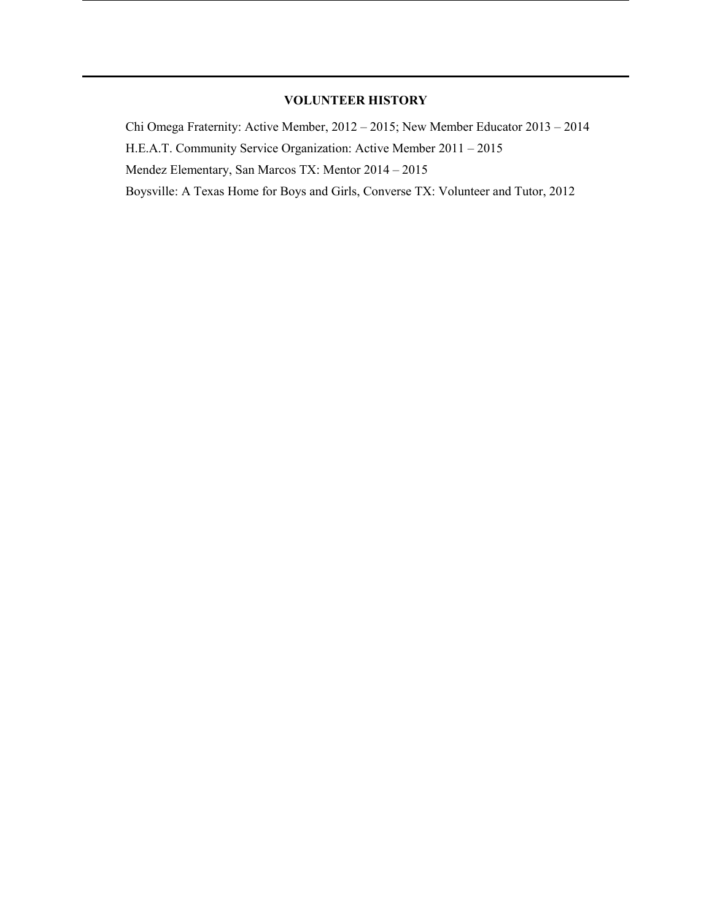## VOLUNTEER HISTORY

Chi Omega Fraternity: Active Member, 2012 – 2015; New Member Educator 2013 – 2014

H.E.A.T. Community Service Organization: Active Member 2011 – 2015

Mendez Elementary, San Marcos TX: Mentor 2014 – 2015

Boysville: A Texas Home for Boys and Girls, Converse TX: Volunteer and Tutor, 2012